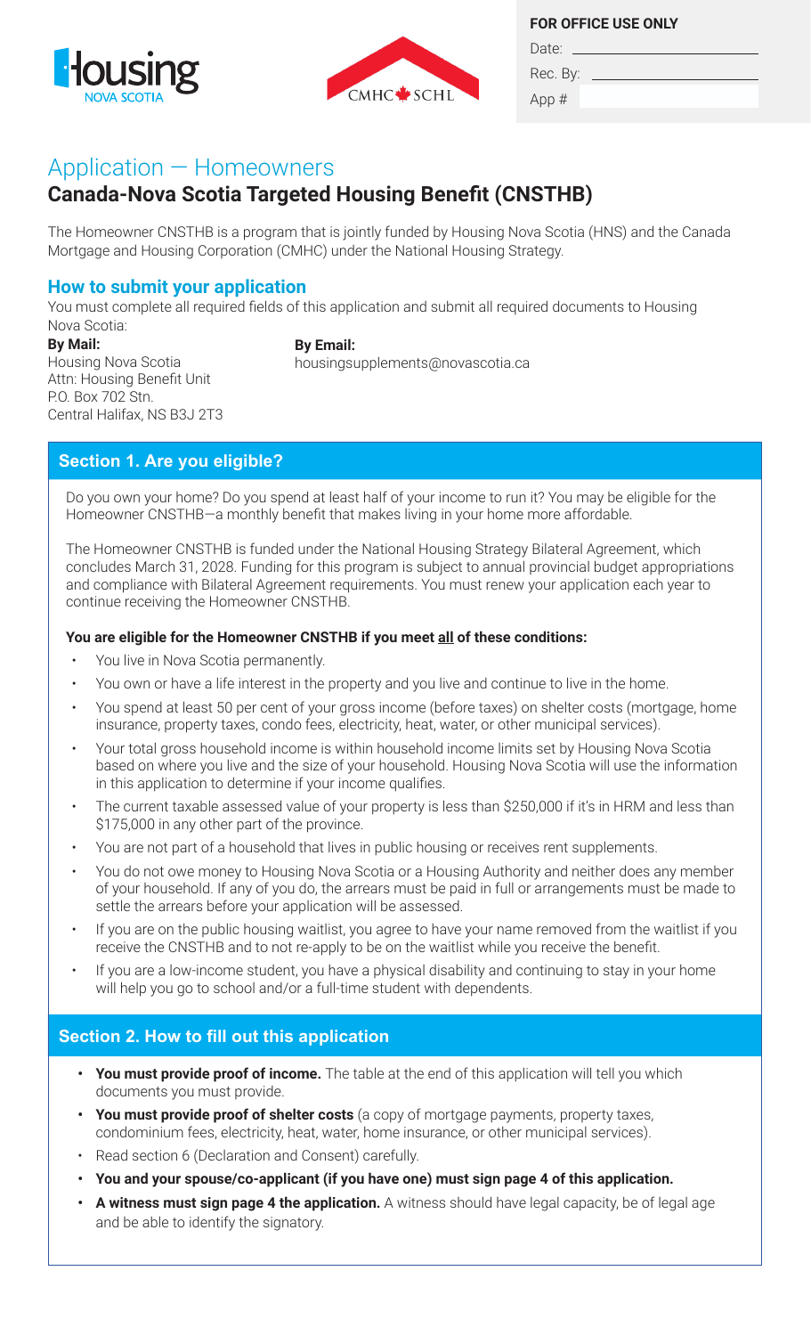**FOR OFFICE USE ONLY**

Date: \_\_\_\_\_\_\_\_\_\_\_\_\_\_\_\_\_\_\_\_

Rec. By: \_\_\_\_\_\_\_\_\_\_\_\_\_\_\_\_\_\_\_\_

App #

# Application — Homeowners

## Canada-Nova Scotia Targeted Housing Benefit (CNSTHB)

The Homeowner CNSTHB is a program that is jointly funded by Housing Nova Scotia (HNS) and the Canada Mortgage and Housing Corporation (CMHC) under the National Housing Strategy.

### How to submit your application

You must complete all required fields of this application and submit all required documents to Housing Nova Scotia:

**By Mail:**
Housing Nova Scotia
Attn: Housing Benefit Unit
P.O. Box 702 Stn.
Central Halifax, NS B3J 2T3

**By Email:**
housingsupplements@novascotia.ca

### Section 1. Are you eligible?

Do you own your home? Do you spend at least half of your income to run it? You may be eligible for the Homeowner CNSTHB—a monthly benefit that makes living in your home more affordable.

The Homeowner CNSTHB is funded under the National Housing Strategy Bilateral Agreement, which concludes March 31, 2028. Funding for this program is subject to annual provincial budget appropriations and compliance with Bilateral Agreement requirements. You must renew your application each year to continue receiving the Homeowner CNSTHB.

**You are eligible for the Homeowner CNSTHB if you meet all of these conditions:**

- You live in Nova Scotia permanently.
- You own or have a life interest in the property and you live and continue to live in the home.
- You spend at least 50 per cent of your gross income (before taxes) on shelter costs (mortgage, home insurance, property taxes, condo fees, electricity, heat, water, or other municipal services).
- Your total gross household income is within household income limits set by Housing Nova Scotia based on where you live and the size of your household. Housing Nova Scotia will use the information in this application to determine if your income qualifies.
- The current taxable assessed value of your property is less than $250,000 if it's in HRM and less than $175,000 in any other part of the province.
- You are not part of a household that lives in public housing or receives rent supplements.
- You do not owe money to Housing Nova Scotia or a Housing Authority and neither does any member of your household. If any of you do, the arrears must be paid in full or arrangements must be made to settle the arrears before your application will be assessed.
- If you are on the public housing waitlist, you agree to have your name removed from the waitlist if you receive the CNSTHB and to not re-apply to be on the waitlist while you receive the benefit.
- If you are a low-income student, you have a physical disability and continuing to stay in your home will help you go to school and/or a full-time student with dependents.

### Section 2. How to fill out this application

- **You must provide proof of income.** The table at the end of this application will tell you which documents you must provide.
- **You must provide proof of shelter costs** (a copy of mortgage payments, property taxes, condominium fees, electricity, heat, water, home insurance, or other municipal services).
- Read section 6 (Declaration and Consent) carefully.
- **You and your spouse/co-applicant (if you have one) must sign page 4 of this application.**
- **A witness must sign page 4 the application.** A witness should have legal capacity, be of legal age and be able to identify the signatory.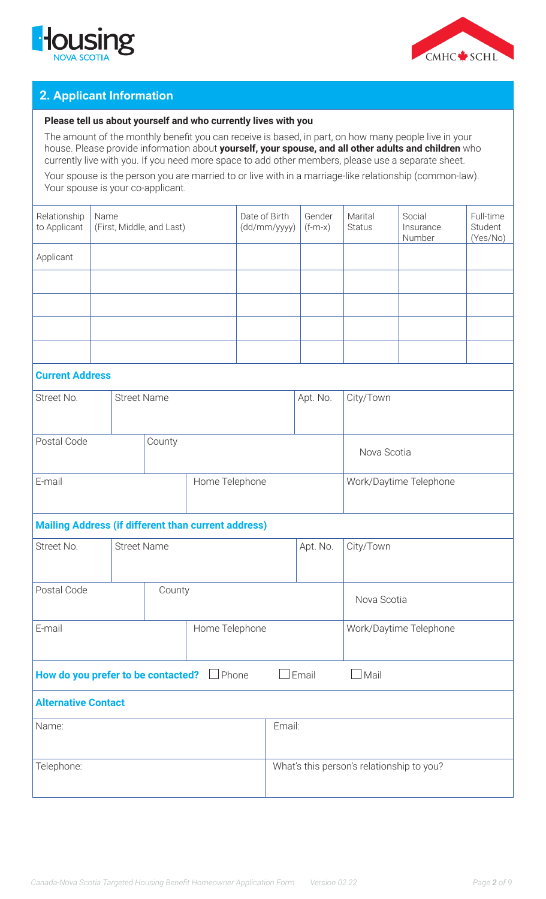## 2. Applicant Information

**Please tell us about yourself and who currently lives with you**

The amount of the monthly benefit you can receive is based, in part, on how many people live in your house. Please provide information about **yourself, your spouse, and all other adults and children** who currently live with you. If you need more space to add other members, please use a separate sheet.

Your spouse is the person you are married to or live with in a marriage-like relationship (common-law). Your spouse is your co-applicant.

| Relationship to Applicant | Name (First, Middle, and Last) | Date of Birth (dd/mm/yyyy) | Gender (f-m-x) | Marital Status | Social Insurance Number | Full-time Student (Yes/No) |
|---|---|---|---|---|---|---|
| Applicant | | | | | | |
| | | | | | | |
| | | | | | | |
| | | | | | | |
| | | | | | | |

### Current Address

| Street No. | Street Name | Apt. No. | City/Town |
|---|---|---|---|
| | | | |

| Postal Code | County | |
|---|---|---|
| | | Nova Scotia |

| E-mail | Home Telephone | Work/Daytime Telephone |
|---|---|---|
| | | |

### Mailing Address (if different than current address)

| Street No. | Street Name | Apt. No. | City/Town |
|---|---|---|---|
| | | | |

| Postal Code | County | |
|---|---|---|
| | | Nova Scotia |

| E-mail | Home Telephone | Work/Daytime Telephone |
|---|---|---|
| | | |

**How do you prefer to be contacted?** ☐ Phone ☐ Email ☐ Mail

### Alternative Contact

| Name: | Email: |
|---|---|
| Telephone: | What's this person's relationship to you? |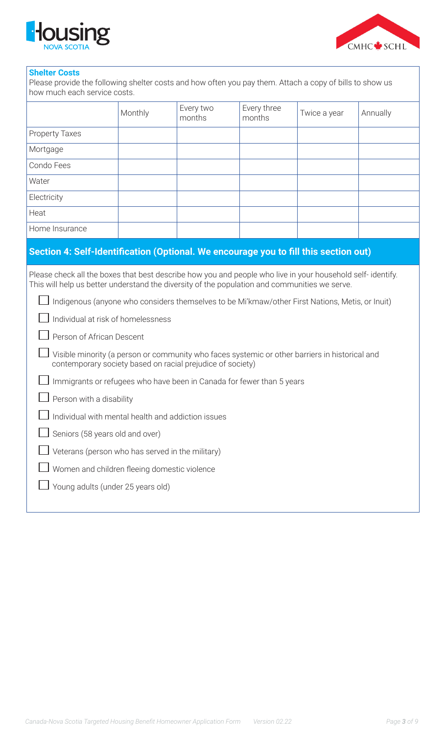### Shelter Costs

Please provide the following shelter costs and how often you pay them. Attach a copy of bills to show us how much each service costs.

| | Monthly | Every two months | Every three months | Twice a year | Annually |
|---|---|---|---|---|---|
| Property Taxes | | | | | |
| Mortgage | | | | | |
| Condo Fees | | | | | |
| Water | | | | | |
| Electricity | | | | | |
| Heat | | | | | |
| Home Insurance | | | | | |

## Section 4: Self-Identification (Optional. We encourage you to fill this section out)

Please check all the boxes that best describe how you and people who live in your household self- identify. This will help us better understand the diversity of the population and communities we serve.

- ☐ Indigenous (anyone who considers themselves to be Mi'kmaw/other First Nations, Metis, or Inuit)
- ☐ Individual at risk of homelessness
- ☐ Person of African Descent
- ☐ Visible minority (a person or community who faces systemic or other barriers in historical and contemporary society based on racial prejudice of society)
- ☐ Immigrants or refugees who have been in Canada for fewer than 5 years
- ☐ Person with a disability
- ☐ Individual with mental health and addiction issues
- ☐ Seniors (58 years old and over)
- ☐ Veterans (person who has served in the military)
- ☐ Women and children fleeing domestic violence
- ☐ Young adults (under 25 years old)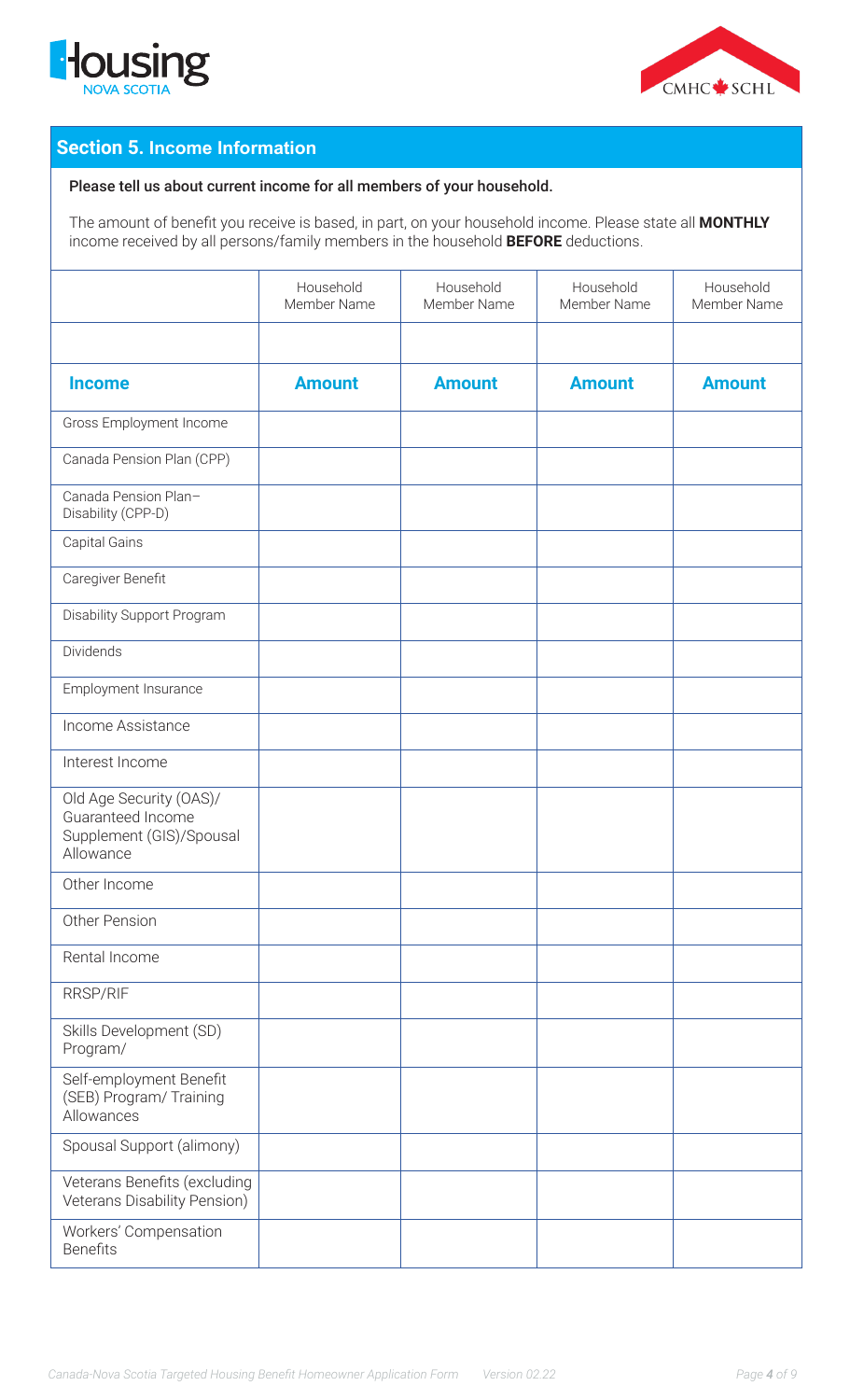## Section 5. Income Information

**Please tell us about current income for all members of your household.**

The amount of benefit you receive is based, in part, on your household income. Please state all **MONTHLY** income received by all persons/family members in the household **BEFORE** deductions.

| | Household Member Name | Household Member Name | Household Member Name | Household Member Name |
|---|---|---|---|---|
| | | | | |
| **Income** | **Amount** | **Amount** | **Amount** | **Amount** |
| Gross Employment Income | | | | |
| Canada Pension Plan (CPP) | | | | |
| Canada Pension Plan– Disability (CPP-D) | | | | |
| Capital Gains | | | | |
| Caregiver Benefit | | | | |
| Disability Support Program | | | | |
| Dividends | | | | |
| Employment Insurance | | | | |
| Income Assistance | | | | |
| Interest Income | | | | |
| Old Age Security (OAS)/ Guaranteed Income Supplement (GIS)/Spousal Allowance | | | | |
| Other Income | | | | |
| Other Pension | | | | |
| Rental Income | | | | |
| RRSP/RIF | | | | |
| Skills Development (SD) Program/ | | | | |
| Self-employment Benefit (SEB) Program/ Training Allowances | | | | |
| Spousal Support (alimony) | | | | |
| Veterans Benefits (excluding Veterans Disability Pension) | | | | |
| Workers' Compensation Benefits | | | | |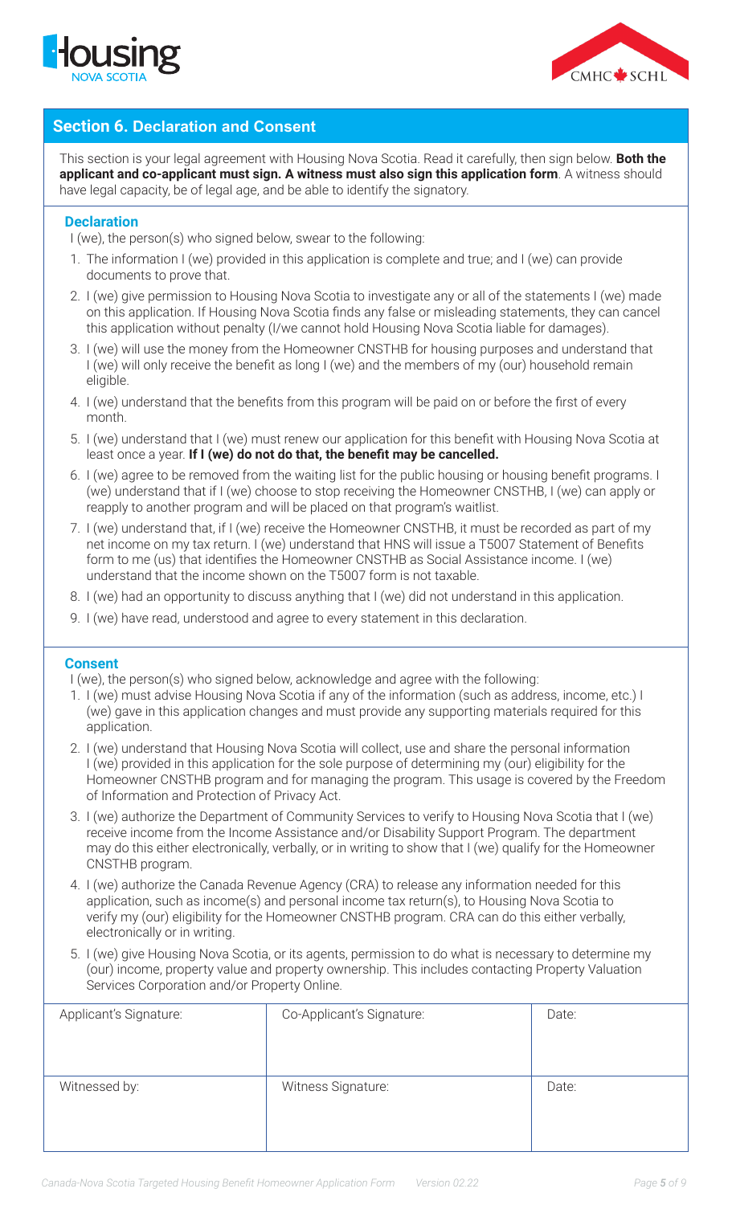## Section 6. Declaration and Consent

This section is your legal agreement with Housing Nova Scotia. Read it carefully, then sign below. **Both the applicant and co-applicant must sign. A witness must also sign this application form**. A witness should have legal capacity, be of legal age, and be able to identify the signatory.

### Declaration

I (we), the person(s) who signed below, swear to the following:

1. The information I (we) provided in this application is complete and true; and I (we) can provide documents to prove that.
2. I (we) give permission to Housing Nova Scotia to investigate any or all of the statements I (we) made on this application. If Housing Nova Scotia finds any false or misleading statements, they can cancel this application without penalty (I/we cannot hold Housing Nova Scotia liable for damages).
3. I (we) will use the money from the Homeowner CNSTHB for housing purposes and understand that I (we) will only receive the benefit as long I (we) and the members of my (our) household remain eligible.
4. I (we) understand that the benefits from this program will be paid on or before the first of every month.
5. I (we) understand that I (we) must renew our application for this benefit with Housing Nova Scotia at least once a year. **If I (we) do not do that, the benefit may be cancelled.**
6. I (we) agree to be removed from the waiting list for the public housing or housing benefit programs. I (we) understand that if I (we) choose to stop receiving the Homeowner CNSTHB, I (we) can apply or reapply to another program and will be placed on that program's waitlist.
7. I (we) understand that, if I (we) receive the Homeowner CNSTHB, it must be recorded as part of my net income on my tax return. I (we) understand that HNS will issue a T5007 Statement of Benefits form to me (us) that identifies the Homeowner CNSTHB as Social Assistance income. I (we) understand that the income shown on the T5007 form is not taxable.
8. I (we) had an opportunity to discuss anything that I (we) did not understand in this application.
9. I (we) have read, understood and agree to every statement in this declaration.

### Consent

I (we), the person(s) who signed below, acknowledge and agree with the following:

1. I (we) must advise Housing Nova Scotia if any of the information (such as address, income, etc.) I (we) gave in this application changes and must provide any supporting materials required for this application.
2. I (we) understand that Housing Nova Scotia will collect, use and share the personal information I (we) provided in this application for the sole purpose of determining my (our) eligibility for the Homeowner CNSTHB program and for managing the program. This usage is covered by the Freedom of Information and Protection of Privacy Act.
3. I (we) authorize the Department of Community Services to verify to Housing Nova Scotia that I (we) receive income from the Income Assistance and/or Disability Support Program. The department may do this either electronically, verbally, or in writing to show that I (we) qualify for the Homeowner CNSTHB program.
4. I (we) authorize the Canada Revenue Agency (CRA) to release any information needed for this application, such as income(s) and personal income tax return(s), to Housing Nova Scotia to verify my (our) eligibility for the Homeowner CNSTHB program. CRA can do this either verbally, electronically or in writing.
5. I (we) give Housing Nova Scotia, or its agents, permission to do what is necessary to determine my (our) income, property value and property ownership. This includes contacting Property Valuation Services Corporation and/or Property Online.

| Applicant's Signature: | Co-Applicant's Signature: | Date: |
| --- | --- | --- |
| Witnessed by: | Witness Signature: | Date: |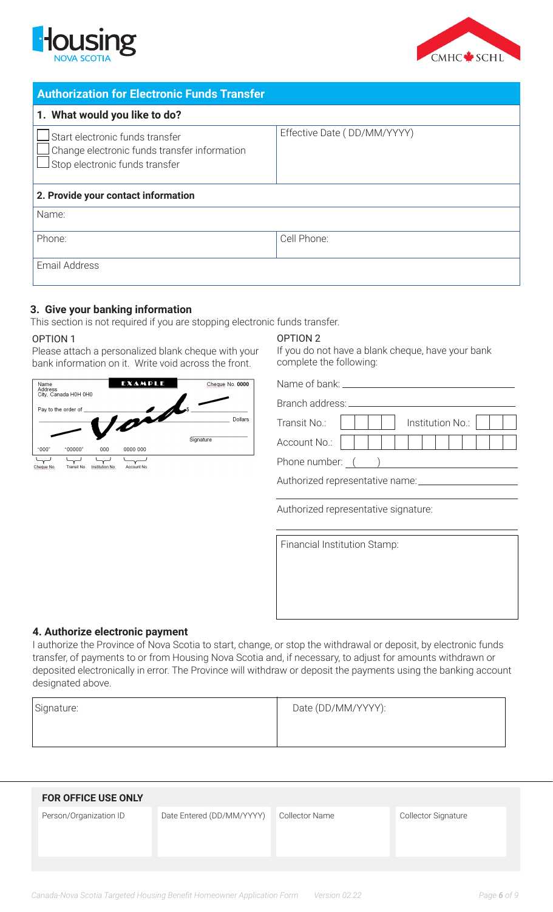Housing NOVA SCOTIA

CMHC SCHL

## Authorization for Electronic Funds Transfer

### 1. What would you like to do?

| | |
|---|---|
| ☐ Start electronic funds transfer<br>☐ Change electronic funds transfer information<br>☐ Stop electronic funds transfer | Effective Date ( DD/MM/YYYY) |

### 2. Provide your contact information

| | |
|---|---|
| Name: | |
| Phone: | Cell Phone: |
| Email Address | |

### 3. Give your banking information

This section is not required if you are stopping electronic funds transfer.

OPTION 1

Please attach a personalized blank cheque with your bank information on it. Write void across the front.

Name
Address
City, Canada H0H 0H0

EXAMPLE

Cheque No. **0000**

Pay to the order of ______ $

Void

Dollars

Signature

"000" "00000" 000 0000 000

Cheque No. Transit No. Institution No. Account No.

OPTION 2

If you do not have a blank cheque, have your bank complete the following:

Name of bank: ______

Branch address: ______

Transit No.: ☐☐☐☐☐ Institution No.: ☐☐☐

Account No.: ☐☐☐☐☐☐☐☐☐☐☐☐

Phone number: ( ) ______

Authorized representative name: ______

Authorized representative signature: ______

Financial Institution Stamp:

### 4. Authorize electronic payment

I authorize the Province of Nova Scotia to start, change, or stop the withdrawal or deposit, by electronic funds transfer, of payments to or from Housing Nova Scotia and, if necessary, to adjust for amounts withdrawn or deposited electronically in error. The Province will withdraw or deposit the payments using the banking account designated above.

| Signature: | Date (DD/MM/YYYY): |
|---|---|
| | |

**FOR OFFICE USE ONLY**

| Person/Organization ID | Date Entered (DD/MM/YYYY) | Collector Name | Collector Signature |
|---|---|---|---|
| | | | |

*Canada-Nova Scotia Targeted Housing Benefit Homeowner Application Form Version 02.22*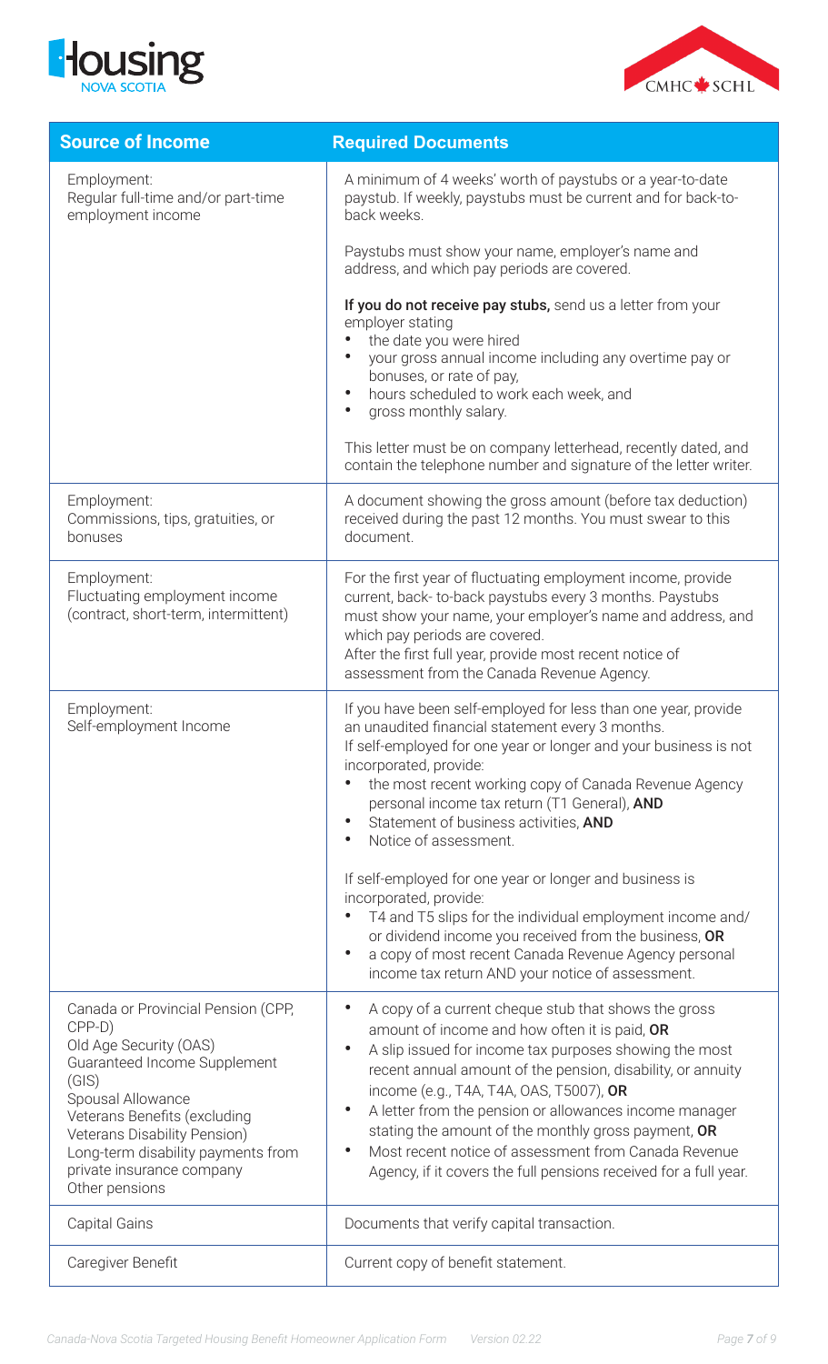| Source of Income | Required Documents |
|---|---|
| Employment:<br>Regular full-time and/or part-time employment income | A minimum of 4 weeks' worth of paystubs or a year-to-date paystub. If weekly, paystubs must be current and for back-to-back weeks.<br><br>Paystubs must show your name, employer's name and address, and which pay periods are covered.<br><br>**If you do not receive pay stubs,** send us a letter from your employer stating<br>• the date you were hired<br>• your gross annual income including any overtime pay or bonuses, or rate of pay,<br>• hours scheduled to work each week, and<br>• gross monthly salary.<br><br>This letter must be on company letterhead, recently dated, and contain the telephone number and signature of the letter writer. |
| Employment:<br>Commissions, tips, gratuities, or bonuses | A document showing the gross amount (before tax deduction) received during the past 12 months. You must swear to this document. |
| Employment:<br>Fluctuating employment income (contract, short-term, intermittent) | For the first year of fluctuating employment income, provide current, back- to-back paystubs every 3 months. Paystubs must show your name, your employer's name and address, and which pay periods are covered.<br>After the first full year, provide most recent notice of assessment from the Canada Revenue Agency. |
| Employment:<br>Self-employment Income | If you have been self-employed for less than one year, provide an unaudited financial statement every 3 months.<br>If self-employed for one year or longer and your business is not incorporated, provide:<br>• the most recent working copy of Canada Revenue Agency personal income tax return (T1 General), **AND**<br>• Statement of business activities, **AND**<br>• Notice of assessment.<br><br>If self-employed for one year or longer and business is incorporated, provide:<br>• T4 and T5 slips for the individual employment income and/or dividend income you received from the business, **OR**<br>• a copy of most recent Canada Revenue Agency personal income tax return AND your notice of assessment. |
| Canada or Provincial Pension (CPP, CPP-D)<br>Old Age Security (OAS)<br>Guaranteed Income Supplement (GIS)<br>Spousal Allowance<br>Veterans Benefits (excluding Veterans Disability Pension)<br>Long-term disability payments from private insurance company<br>Other pensions | • A copy of a current cheque stub that shows the gross amount of income and how often it is paid, **OR**<br>• A slip issued for income tax purposes showing the most recent annual amount of the pension, disability, or annuity income (e.g., T4A, T4A, OAS, T5007), **OR**<br>• A letter from the pension or allowances income manager stating the amount of the monthly gross payment, **OR**<br>• Most recent notice of assessment from Canada Revenue Agency, if it covers the full pensions received for a full year. |
| Capital Gains | Documents that verify capital transaction. |
| Caregiver Benefit | Current copy of benefit statement. |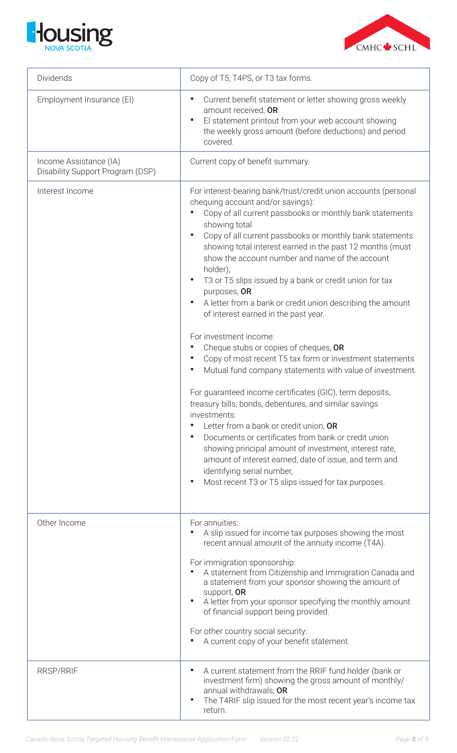| | |
|---|---|
| Dividends | Copy of T5, T4PS, or T3 tax forms. |
| Employment Insurance (EI) | • Current benefit statement or letter showing gross weekly amount received, **OR**<br>• EI statement printout from your web account showing the weekly gross amount (before deductions) and period covered. |
| Income Assistance (IA)<br>Disability Support Program (DSP) | Current copy of benefit summary. |
| Interest Income | For interest-bearing bank/trust/credit union accounts (personal chequing account and/or savings):<br>• Copy of all current passbooks or monthly bank statements showing total<br>• Copy of all current passbooks or monthly bank statements showing total interest earned in the past 12 months (must show the account number and name of the account holder),<br>• T3 or T5 slips issued by a bank or credit union for tax purposes, **OR**<br>• A letter from a bank or credit union describing the amount of interest earned in the past year.<br><br>For investment income:<br>• Cheque stubs or copies of cheques, **OR**<br>• Copy of most recent T5 tax form or investment statements<br>• Mutual fund company statements with value of investment.<br><br>For guaranteed income certificates (GIC), term deposits, treasury bills, bonds, debentures, and similar savings investments:<br>• Letter from a bank or credit union, **OR**<br>• Documents or certificates from bank or credit union showing principal amount of investment, interest rate, amount of interest earned, date of issue, and term and identifying serial number,<br>• Most recent T3 or T5 slips issued for tax purposes. |
| Other Income | For annuities:<br>• A slip issued for income tax purposes showing the most recent annual amount of the annuity income (T4A).<br><br>For immigration sponsorship:<br>• A statement from Citizenship and Immigration Canada and a statement from your sponsor showing the amount of support, **OR**<br>• A letter from your sponsor specifying the monthly amount of financial support being provided.<br><br>For other country social security:<br>• A current copy of your benefit statement. |
| RRSP/RRIF | • A current statement from the RRIF fund holder (bank or investment firm) showing the gross amount of monthly/annual withdrawals, **OR**<br>• The T4RIF slip issued for the most recent year's income tax return. |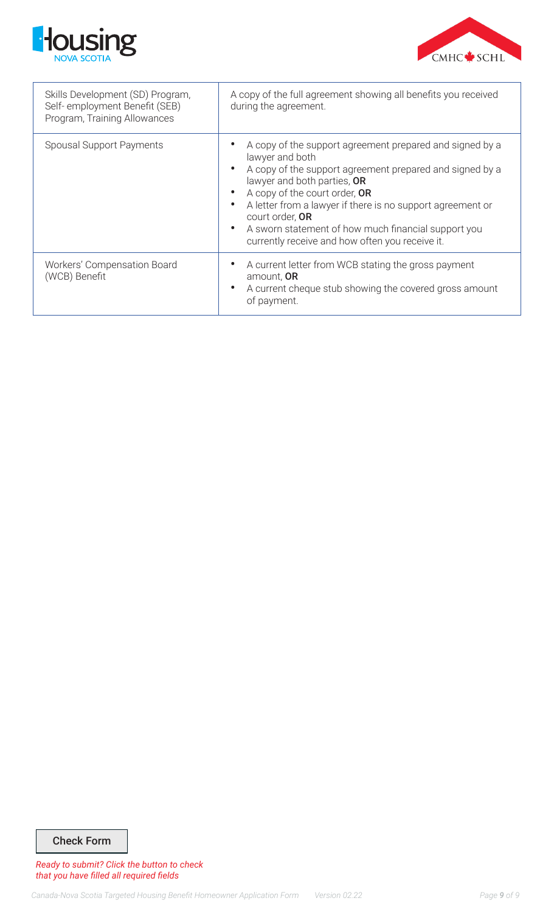| | |
|---|---|
| Skills Development (SD) Program, Self- employment Benefit (SEB) Program, Training Allowances | A copy of the full agreement showing all benefits you received during the agreement. |
| Spousal Support Payments | • A copy of the support agreement prepared and signed by a lawyer and both<br>• A copy of the support agreement prepared and signed by a lawyer and both parties, **OR**<br>• A copy of the court order, **OR**<br>• A letter from a lawyer if there is no support agreement or court order, **OR**<br>• A sworn statement of how much financial support you currently receive and how often you receive it. |
| Workers' Compensation Board (WCB) Benefit | • A current letter from WCB stating the gross payment amount, **OR**<br>• A current cheque stub showing the covered gross amount of payment. |

Check Form

*Ready to submit? Click the button to check that you have filled all required fields*